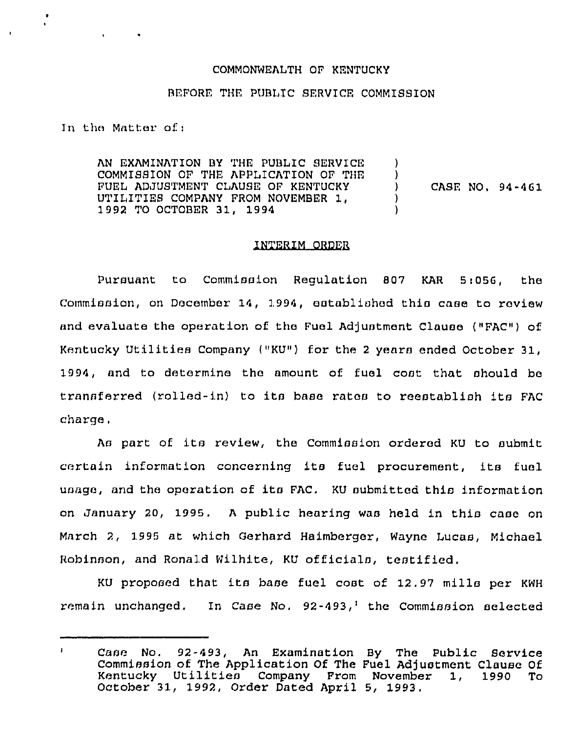COMMONWEALTH OF KENTUCKY

BEFORE THE PUBLIC SERVICE COMMISSION

In the Matter of:

AN EXAMINATION BY THE PUBLIC SERVICE COMMISSION OF THE APPLICATION OF THE FUEL ADJUSTMENT CLAUSE OF KENTUCKY UTILITIES COMPANY FROM NOVEMBER 1, 1992 TO OCTOBER 31, 1994 ) CASE NO. 94-461

INTERIM ORDER

Pursuant to Commission Regulation 807 KAR 5:056, the Commission, on December 14, 1994, established this case to review and evaluate the operation of the Fuel Adjustment Clause ("FAC") of Kentucky Utilities Company ("KU") for the 2 years ended October 31, 1994, and to determine the amount of fuel cost that should be transferred (rolled-in) to its base rates to reestablish its FAC charge.

As part of its review, the Commission ordered KU to submit certain information concerning its fuel procurement, its fuel usage, and the operation of its FAC. KU submitted this information on January 20, 1995. A public hearing was held in this case on March 2, 1995 at which Gerhard Haimberger, Wayne Lucas, Michael Robinson, and Ronald Wilhite, KU officials, testified.

KU proposed that its base fuel cost of 12.97 mills per KWH remain unchanged. In Case No. 92-493,[1] the Commission selected

[1] Case No. 92-493, An Examination By The Public Service Commission of The Application Of The Fuel Adjustment Clause Of Kentucky Utilities Company From November 1, 1990 To October 31, 1992, Order Dated April 5, 1993.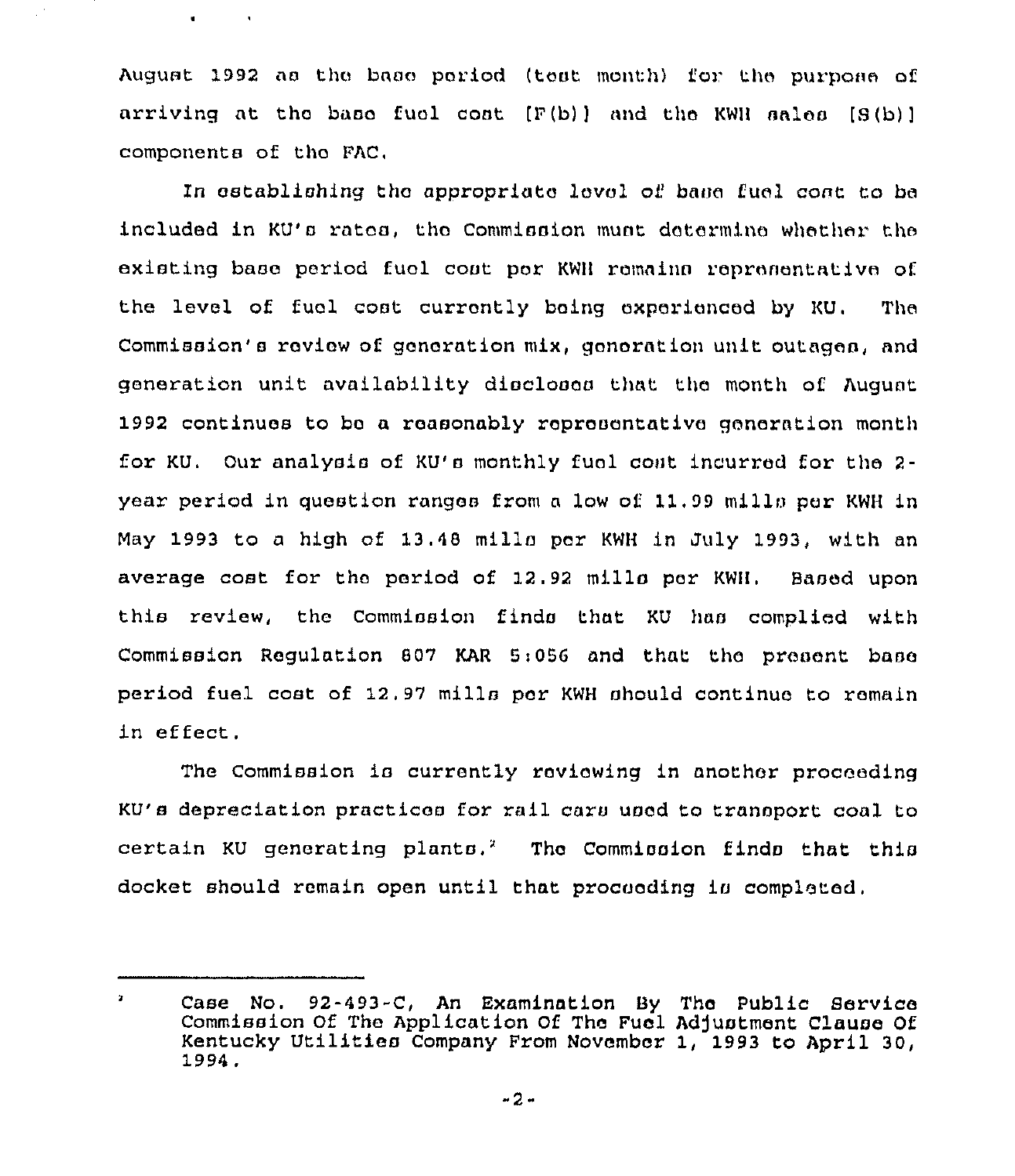August 1992 as the base period (test month) for the purpose of arriving at the base fuel cost [F(b)] and the KWH sales [S(b)] components of the FAC.

In establishing the appropriate level of base fuel cost to be included in KU's rates, the Commission must determine whether the existing base period fuel cost per KWH remains representative of the level of fuel cost currently being experienced by KU. The Commission's review of generation mix, generation unit outages, and generation unit availability discloses that the month of August 1992 continues to be a reasonably representative generation month for KU. Our analysis of KU's monthly fuel cost incurred for the 2-year period in question ranges from a low of 11.99 mills per KWH in May 1993 to a high of 13.48 mills per KWH in July 1993, with an average cost for the period of 12.92 mills per KWH. Based upon this review, the Commission finds that KU has complied with Commission Regulation 807 KAR 5:056 and that the present base period fuel cost of 12.97 mills per KWH should continue to remain in effect.

The Commission is currently reviewing in another proceeding KU's depreciation practices for rail cars used to transport coal to certain KU generating plants.[2] The Commission finds that this docket should remain open until that proceeding is completed.

---

[2] Case No. 92-493-C, An Examination By The Public Service Commission Of The Application Of The Fuel Adjustment Clause Of Kentucky Utilities Company From November 1, 1993 to April 30, 1994.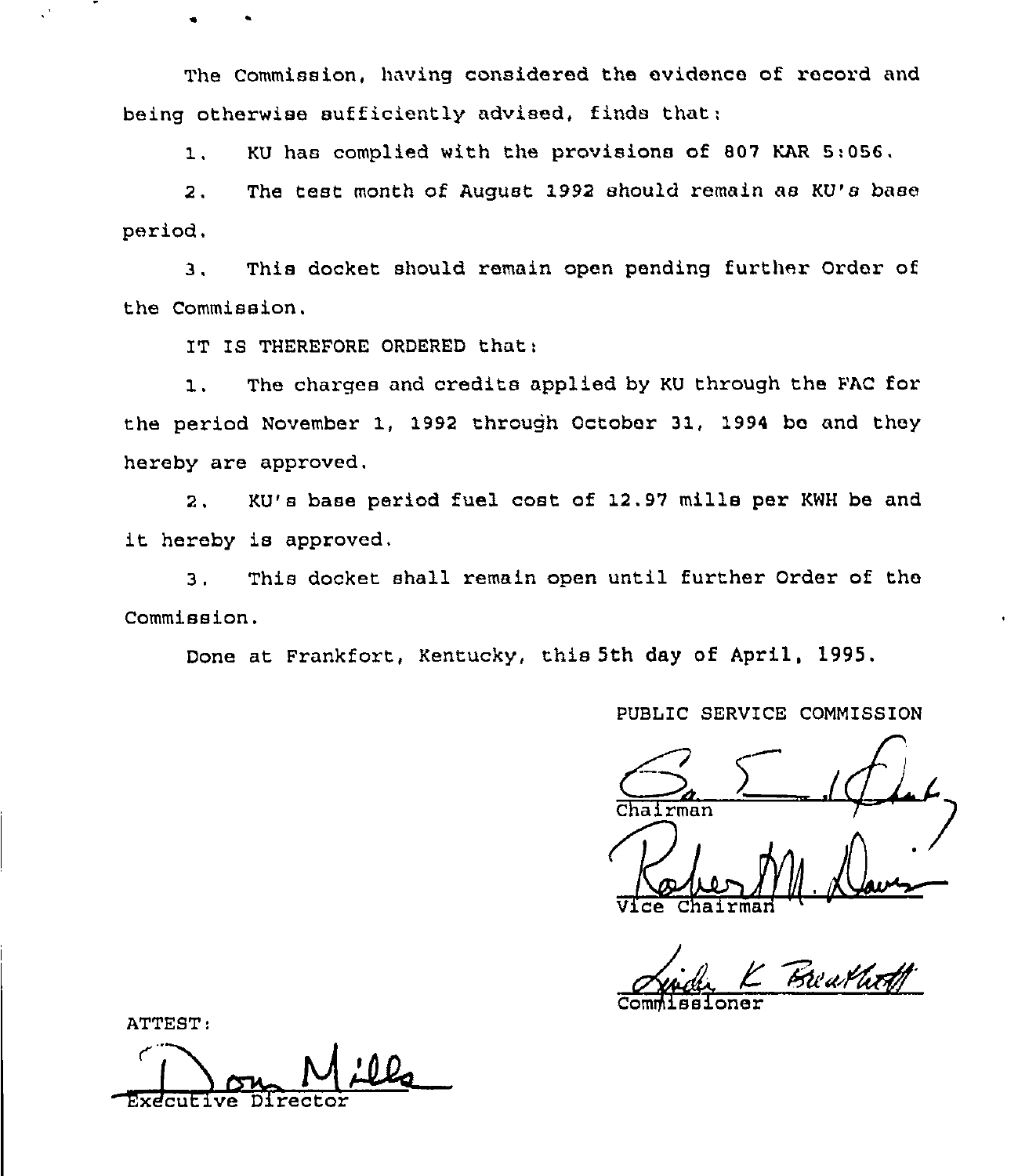The Commission, having considered the evidence of record and being otherwise sufficiently advised, finds that:

1. KU has complied with the provisions of 807 KAR 5:056.

2. The test month of August 1992 should remain as KU's base period.

3. This docket should remain open pending further Order of the Commission.

IT IS THEREFORE ORDERED that:

1. The charges and credits applied by KU through the FAC for the period November 1, 1992 through October 31, 1994 be and they hereby are approved.

2. KU's base period fuel cost of 12.97 mills per KWH be and it hereby is approved.

3. This docket shall remain open until further Order of the Commission.

Done at Frankfort, Kentucky, this 5th day of April, 1995.

PUBLIC SERVICE COMMISSION

Chairman

Vice Chairman

Commissioner

ATTEST:

Executive Director